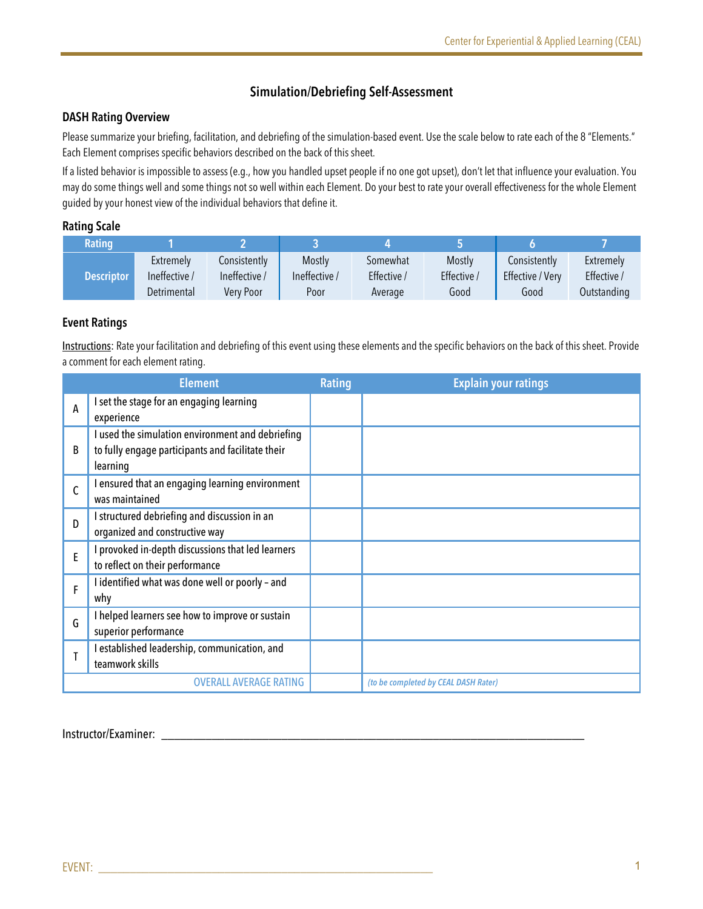## Simulation/Debriefing Self-Assessment

### DASH Rating Overview

Please summarize your briefing, facilitation, and debriefing of the simulation-based event. Use the scale below to rate each of the 8 "Elements." Each Element comprises specific behaviors described on the back of this sheet.

If a listed behavior is impossible to assess (e.g., how you handled upset people if no one got upset), don't let that influence your evaluation. You may do some things well and some things not so well within each Element. Do your best to rate your overall effectiveness for the whole Element guided by your honest view of the individual behaviors that define it.

### Rating Scale

| Rating | 1 | 2 | 3 | 4 | 5 | 6 | 7 |
|---|---|---|---|---|---|---|---|
| Descriptor | Extremely Ineffective / Detrimental | Consistently Ineffective / Very Poor | Mostly Ineffective / Poor | Somewhat Effective / Average | Mostly Effective / Good | Consistently Effective / Very Good | Extremely Effective / Outstanding |

### Event Ratings

Instructions: Rate your facilitation and debriefing of this event using these elements and the specific behaviors on the back of this sheet. Provide a comment for each element rating.

| | Element | Rating | Explain your ratings |
|---|---|---|---|
| A | I set the stage for an engaging learning experience | | |
| B | I used the simulation environment and debriefing to fully engage participants and facilitate their learning | | |
| C | I ensured that an engaging learning environment was maintained | | |
| D | I structured debriefing and discussion in an organized and constructive way | | |
| E | I provoked in-depth discussions that led learners to reflect on their performance | | |
| F | I identified what was done well or poorly – and why | | |
| G | I helped learners see how to improve or sustain superior performance | | |
| T | I established leadership, communication, and teamwork skills | | |
| | OVERALL AVERAGE RATING | | *(to be completed by CEAL DASH Rater)* |

Instructor/Examiner: ______________________________________________________________

EVENT: ______________________________________________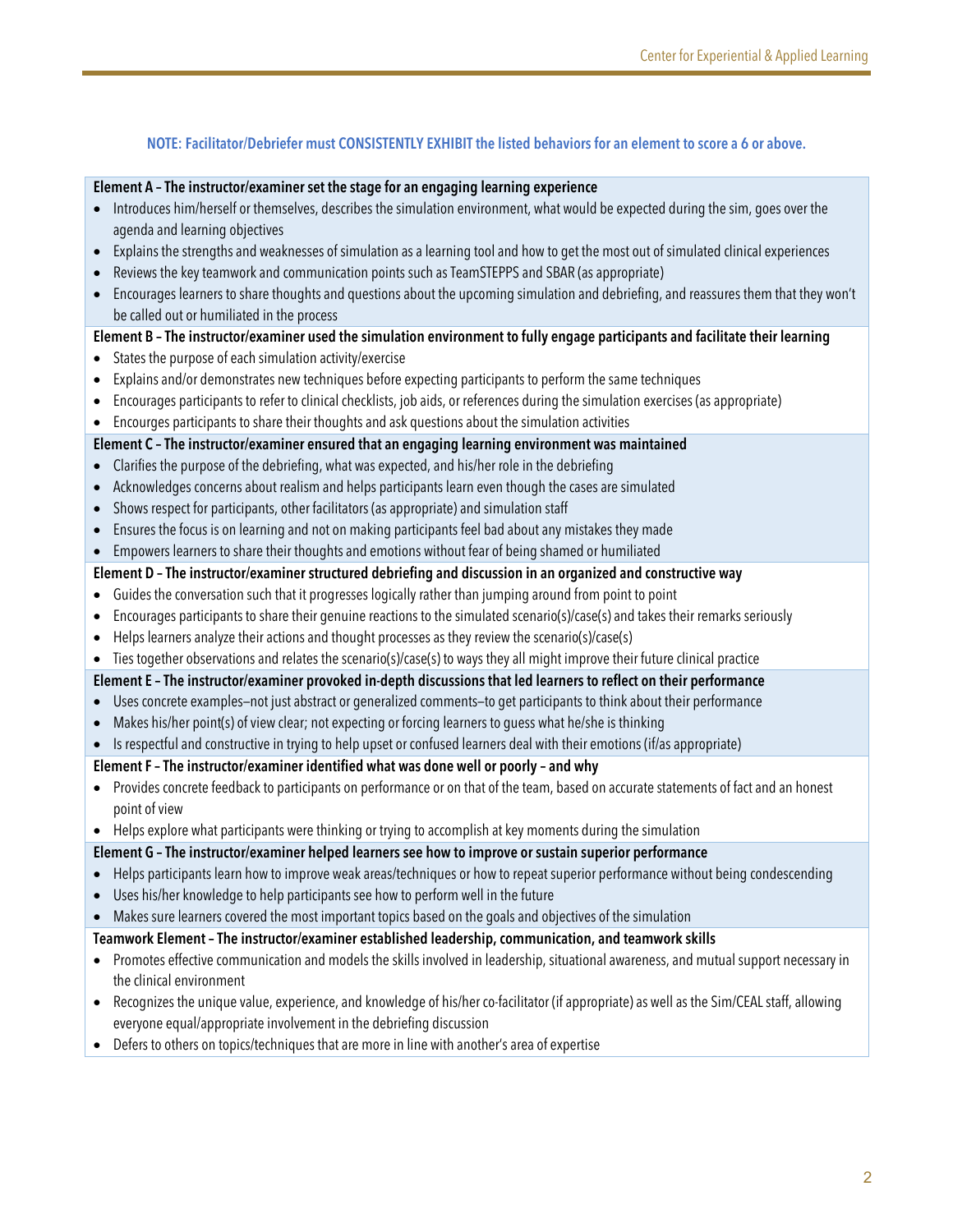**NOTE: Facilitator/Debriefer must CONSISTENTLY EXHIBIT the listed behaviors for an element to score a 6 or above.**

**Element A – The instructor/examiner set the stage for an engaging learning experience**

- Introduces him/herself or themselves, describes the simulation environment, what would be expected during the sim, goes over the agenda and learning objectives
- Explains the strengths and weaknesses of simulation as a learning tool and how to get the most out of simulated clinical experiences
- Reviews the key teamwork and communication points such as TeamSTEPPS and SBAR (as appropriate)
- Encourages learners to share thoughts and questions about the upcoming simulation and debriefing, and reassures them that they won't be called out or humiliated in the process

**Element B – The instructor/examiner used the simulation environment to fully engage participants and facilitate their learning**

- States the purpose of each simulation activity/exercise
- Explains and/or demonstrates new techniques before expecting participants to perform the same techniques
- Encourages participants to refer to clinical checklists, job aids, or references during the simulation exercises (as appropriate)
- Encourges participants to share their thoughts and ask questions about the simulation activities

**Element C – The instructor/examiner ensured that an engaging learning environment was maintained**

- Clarifies the purpose of the debriefing, what was expected, and his/her role in the debriefing
- Acknowledges concerns about realism and helps participants learn even though the cases are simulated
- Shows respect for participants, other facilitators (as appropriate) and simulation staff
- Ensures the focus is on learning and not on making participants feel bad about any mistakes they made
- Empowers learners to share their thoughts and emotions without fear of being shamed or humiliated

**Element D – The instructor/examiner structured debriefing and discussion in an organized and constructive way**

- Guides the conversation such that it progresses logically rather than jumping around from point to point
- Encourages participants to share their genuine reactions to the simulated scenario(s)/case(s) and takes their remarks seriously
- Helps learners analyze their actions and thought processes as they review the scenario(s)/case(s)
- Ties together observations and relates the scenario(s)/case(s) to ways they all might improve their future clinical practice

**Element E – The instructor/examiner provoked in-depth discussions that led learners to reflect on their performance**

- Uses concrete examples—not just abstract or generalized comments—to get participants to think about their performance
- Makes his/her point(s) of view clear; not expecting or forcing learners to guess what he/she is thinking
- Is respectful and constructive in trying to help upset or confused learners deal with their emotions (if/as appropriate)

**Element F – The instructor/examiner identified what was done well or poorly – and why**

- Provides concrete feedback to participants on performance or on that of the team, based on accurate statements of fact and an honest point of view
- Helps explore what participants were thinking or trying to accomplish at key moments during the simulation

**Element G – The instructor/examiner helped learners see how to improve or sustain superior performance**

- Helps participants learn how to improve weak areas/techniques or how to repeat superior performance without being condescending
- Uses his/her knowledge to help participants see how to perform well in the future
- Makes sure learners covered the most important topics based on the goals and objectives of the simulation

**Teamwork Element – The instructor/examiner established leadership, communication, and teamwork skills**

- Promotes effective communication and models the skills involved in leadership, situational awareness, and mutual support necessary in the clinical environment
- Recognizes the unique value, experience, and knowledge of his/her co-facilitator (if appropriate) as well as the Sim/CEAL staff, allowing everyone equal/appropriate involvement in the debriefing discussion
- Defers to others on topics/techniques that are more in line with another's area of expertise